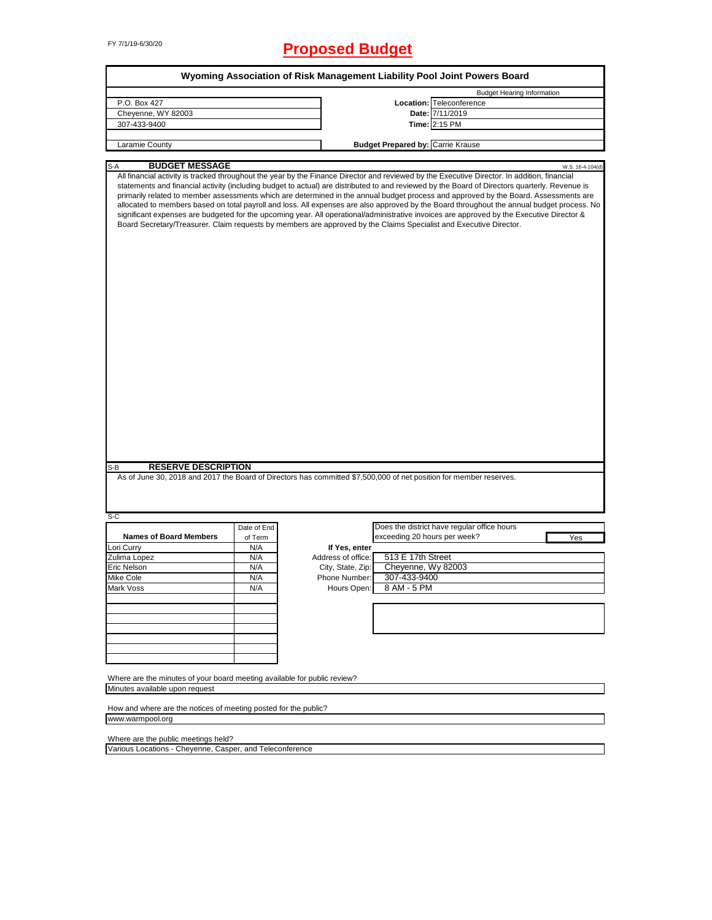FY 7/1/19-6/30/20

# Proposed Budget

## Wyoming Association of Risk Management Liability Pool Joint Powers Board

| | | |
|---|---|---|
| | | Budget Hearing Information |
| P.O. Box 427 | Location: | Teleconference |
| Cheyenne, WY 82003 | Date: | 7/11/2019 |
| 307-433-9400 | Time: | 2:15 PM |
| Laramie County | Budget Prepared by: | Carrie Krause |

### S-A BUDGET MESSAGE

W.S. 16-4-104(d)

All financial activity is tracked throughout the year by the Finance Director and reviewed by the Executive Director. In addition, financial statements and financial activity (including budget to actual) are distributed to and reviewed by the Board of Directors quarterly. Revenue is primarily related to member assessments which are determined in the annual budget process and approved by the Board. Assessments are allocated to members based on total payroll and loss. All expenses are also approved by the Board throughout the annual budget process. No significant expenses are budgeted for the upcoming year. All operational/administrative invoices are approved by the Executive Director & Board Secretary/Treasurer. Claim requests by members are approved by the Claims Specialist and Executive Director.

### S-B RESERVE DESCRIPTION

As of June 30, 2018 and 2017 the Board of Directors has committed $7,500,000 of net position for member reserves.

### S-C

| Names of Board Members | Date of End of Term |
|---|---|
| Lori Curry | N/A |
| Zulima Lopez | N/A |
| Eric Nelson | N/A |
| Mike Cole | N/A |
| Mark Voss | N/A |

Does the district have regular office hours exceeding 20 hours per week? Yes

If Yes, enter

| | |
|---|---|
| Address of office: | 513 E 17th Street |
| City, State, Zip: | Cheyenne, Wy 82003 |
| Phone Number: | 307-433-9400 |
| Hours Open: | 8 AM - 5 PM |

Where are the minutes of your board meeting available for public review?

Minutes available upon request

How and where are the notices of meeting posted for the public?

www.warmpool.org

Where are the public meetings held?

Various Locations - Cheyenne, Casper, and Teleconference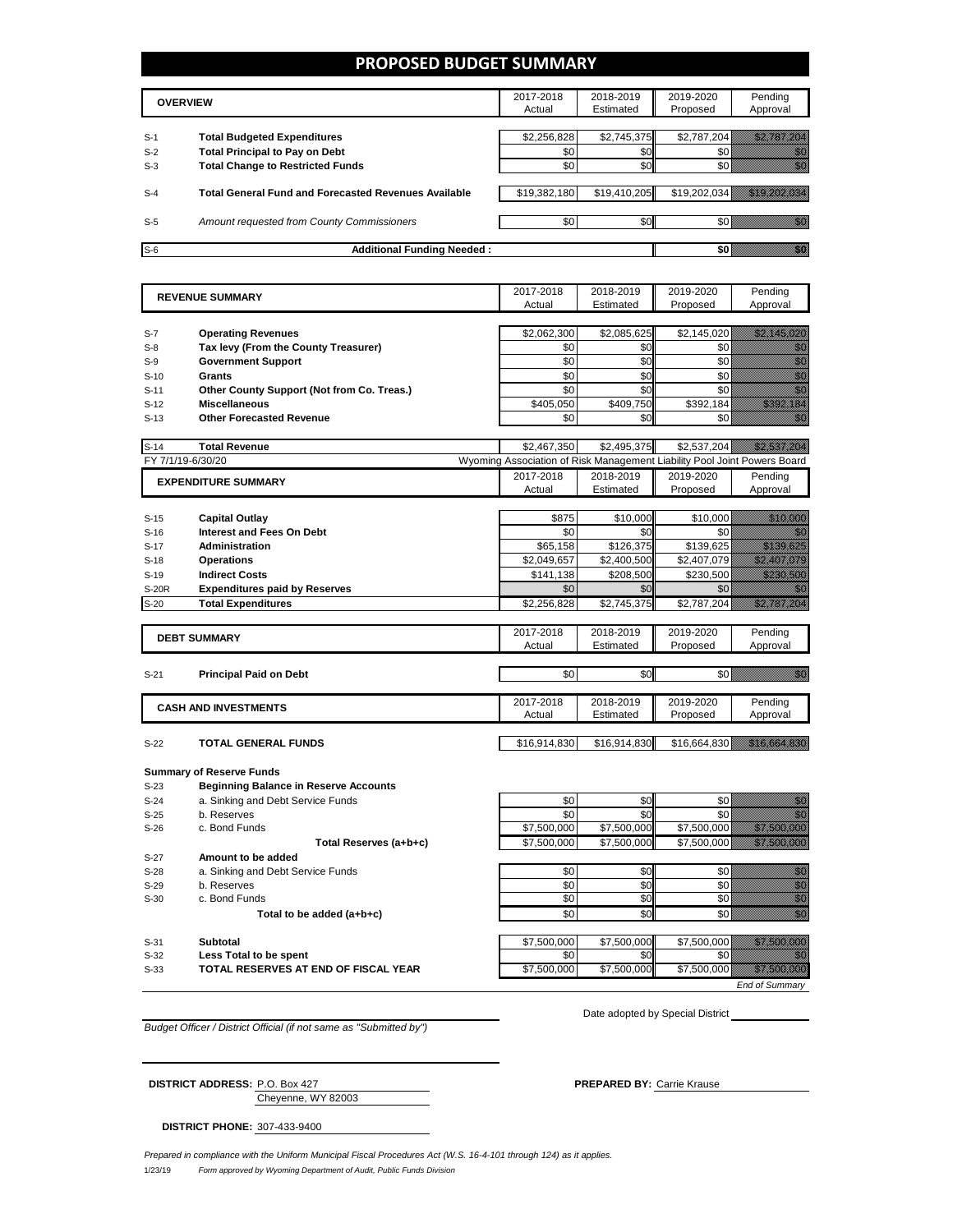# PROPOSED BUDGET SUMMARY

| | OVERVIEW | 2017-2018 Actual | 2018-2019 Estimated | 2019-2020 Proposed | Pending Approval |
|---|---|---|---|---|---|
| S-1 | **Total Budgeted Expenditures** | $2,256,828 | $2,745,375 | $2,787,204 | |
| S-2 | **Total Principal to Pay on Debt** | $0 | $0 | $0 | |
| S-3 | **Total Change to Restricted Funds** | $0 | $0 | $0 | |
| S-4 | **Total General Fund and Forecasted Revenues Available** | $19,382,180 | $19,410,205 | $19,202,034 | |
| S-5 | *Amount requested from County Commissioners* | $0 | $0 | $0 | |
| S-6 | **Additional Funding Needed :** | | | **$0** | |

| | REVENUE SUMMARY | 2017-2018 Actual | 2018-2019 Estimated | 2019-2020 Proposed | Pending Approval |
|---|---|---|---|---|---|
| S-7 | **Operating Revenues** | $2,062,300 | $2,085,625 | $2,145,020 | |
| S-8 | **Tax levy (From the County Treasurer)** | $0 | $0 | $0 | |
| S-9 | **Government Support** | $0 | $0 | $0 | |
| S-10 | **Grants** | $0 | $0 | $0 | |
| S-11 | **Other County Support (Not from Co. Treas.)** | $0 | $0 | $0 | |
| S-12 | **Miscellaneous** | $405,050 | $409,750 | $392,184 | |
| S-13 | **Other Forecasted Revenue** | $0 | $0 | $0 | |
| S-14 | **Total Revenue** | $2,467,350 | $2,495,375 | $2,537,204 | |

FY 7/1/19-6/30/20 — Wyoming Association of Risk Management Liability Pool Joint Powers Board

| | EXPENDITURE SUMMARY | 2017-2018 Actual | 2018-2019 Estimated | 2019-2020 Proposed | Pending Approval |
|---|---|---|---|---|---|
| S-15 | **Capital Outlay** | $875 | $10,000 | $10,000 | |
| S-16 | **Interest and Fees On Debt** | $0 | $0 | $0 | |
| S-17 | **Administration** | $65,158 | $126,375 | $139,625 | |
| S-18 | **Operations** | $2,049,657 | $2,400,500 | $2,407,079 | |
| S-19 | **Indirect Costs** | $141,138 | $208,500 | $230,500 | |
| S-20R | **Expenditures paid by Reserves** | $0 | $0 | $0 | |
| S-20 | **Total Expenditures** | $2,256,828 | $2,745,375 | $2,787,204 | |

| | DEBT SUMMARY | 2017-2018 Actual | 2018-2019 Estimated | 2019-2020 Proposed | Pending Approval |
|---|---|---|---|---|---|
| S-21 | **Principal Paid on Debt** | $0 | $0 | $0 | |

| | CASH AND INVESTMENTS | 2017-2018 Actual | 2018-2019 Estimated | 2019-2020 Proposed | Pending Approval |
|---|---|---|---|---|---|
| S-22 | **TOTAL GENERAL FUNDS** | $16,914,830 | $16,914,830 | $16,664,830 | |

**Summary of Reserve Funds**

| | | 2017-2018 Actual | 2018-2019 Estimated | 2019-2020 Proposed | Pending Approval |
|---|---|---|---|---|---|
| S-23 | **Beginning Balance in Reserve Accounts** | | | | |
| S-24 | a. Sinking and Debt Service Funds | $0 | $0 | $0 | |
| S-25 | b. Reserves | $0 | $0 | $0 | |
| S-26 | c. Bond Funds | $7,500,000 | $7,500,000 | $7,500,000 | |
| | **Total Reserves (a+b+c)** | $7,500,000 | $7,500,000 | $7,500,000 | |
| S-27 | **Amount to be added** | | | | |
| S-28 | a. Sinking and Debt Service Funds | $0 | $0 | $0 | |
| S-29 | b. Reserves | $0 | $0 | $0 | |
| S-30 | c. Bond Funds | $0 | $0 | $0 | |
| | **Total to be added (a+b+c)** | $0 | $0 | $0 | |
| S-31 | **Subtotal** | $7,500,000 | $7,500,000 | $7,500,000 | |
| S-32 | **Less Total to be spent** | $0 | $0 | $0 | |
| S-33 | **TOTAL RESERVES AT END OF FISCAL YEAR** | $7,500,000 | $7,500,000 | $7,500,000 | |

*End of Summary*

*Budget Officer / District Official (if not same as "Submitted by")*

Date adopted by Special District

**DISTRICT ADDRESS:** P.O. Box 427
Cheyenne, WY 82003

**PREPARED BY:** Carrie Krause

**DISTRICT PHONE:** 307-433-9400

*Prepared in compliance with the Uniform Municipal Fiscal Procedures Act (W.S. 16-4-101 through 124) as it applies.*

1/23/19 *Form approved by Wyoming Department of Audit, Public Funds Division*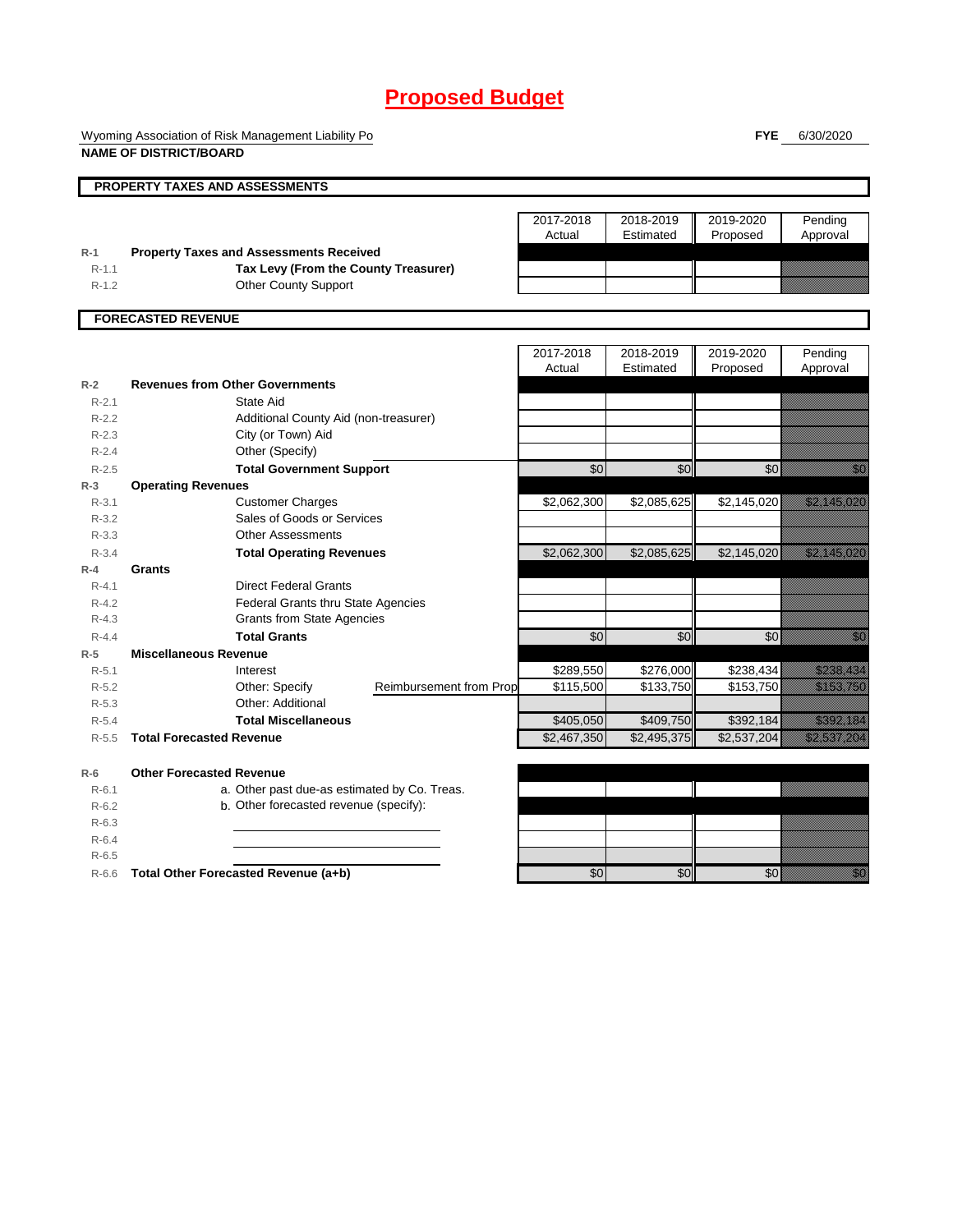# Proposed Budget

Wyoming Association of Risk Management Liability Po

**NAME OF DISTRICT/BOARD**

**FYE** 6/30/2020

## PROPERTY TAXES AND ASSESSMENTS

| | | 2017-2018 Actual | 2018-2019 Estimated | 2019-2020 Proposed | Pending Approval |
|---|---|---|---|---|---|
| R-1 | **Property Taxes and Assessments Received** | | | | |
| R-1.1 | **Tax Levy (From the County Treasurer)** | | | | |
| R-1.2 | Other County Support | | | | |

## FORECASTED REVENUE

| | | 2017-2018 Actual | 2018-2019 Estimated | 2019-2020 Proposed | Pending Approval |
|---|---|---|---|---|---|
| R-2 | **Revenues from Other Governments** | | | | |
| R-2.1 | State Aid | | | | |
| R-2.2 | Additional County Aid (non-treasurer) | | | | |
| R-2.3 | City (or Town) Aid | | | | |
| R-2.4 | Other (Specify) | | | | |
| R-2.5 | **Total Government Support** | $0 | $0 | $0 | $0 |
| R-3 | **Operating Revenues** | | | | |
| R-3.1 | Customer Charges | $2,062,300 | $2,085,625 | $2,145,020 | $2,145,020 |
| R-3.2 | Sales of Goods or Services | | | | |
| R-3.3 | Other Assessments | | | | |
| R-3.4 | **Total Operating Revenues** | $2,062,300 | $2,085,625 | $2,145,020 | $2,145,020 |
| R-4 | **Grants** | | | | |
| R-4.1 | Direct Federal Grants | | | | |
| R-4.2 | Federal Grants thru State Agencies | | | | |
| R-4.3 | Grants from State Agencies | | | | |
| R-4.4 | **Total Grants** | $0 | $0 | $0 | $0 |
| R-5 | **Miscellaneous Revenue** | | | | |
| R-5.1 | Interest | $289,550 | $276,000 | $238,434 | $238,434 |
| R-5.2 | Other: Specify — Reimbursement from Prop | $115,500 | $133,750 | $153,750 | $153,750 |
| R-5.3 | Other: Additional | | | | |
| R-5.4 | **Total Miscellaneous** | $405,050 | $409,750 | $392,184 | $392,184 |
| R-5.5 | **Total Forecasted Revenue** | $2,467,350 | $2,495,375 | $2,537,204 | $2,537,204 |
| R-6 | **Other Forecasted Revenue** | | | | |
| R-6.1 | a. Other past due-as estimated by Co. Treas. | | | | |
| R-6.2 | b. Other forecasted revenue (specify): | | | | |
| R-6.3 | | | | | |
| R-6.4 | | | | | |
| R-6.5 | | | | | |
| R-6.6 | **Total Other Forecasted Revenue (a+b)** | $0 | $0 | $0 | $0 |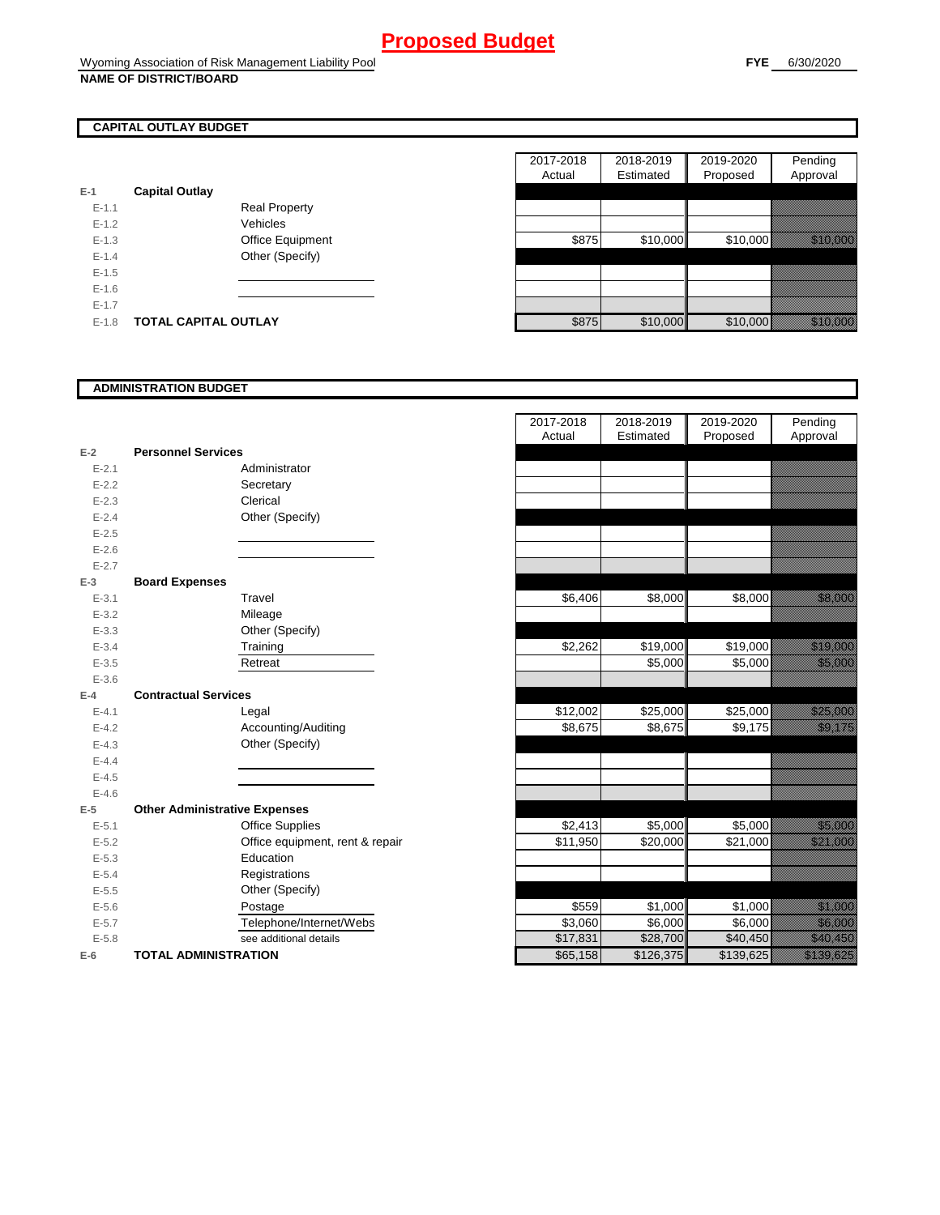# Proposed Budget

Wyoming Association of Risk Management Liability Pool
**NAME OF DISTRICT/BOARD**

**FYE** 6/30/2020

## CAPITAL OUTLAY BUDGET

| | | | 2017-2018 Actual | 2018-2019 Estimated | 2019-2020 Proposed | Pending Approval |
|---|---|---|---|---|---|---|
| **E-1** | **Capital Outlay** | | | | | |
| E-1.1 | | Real Property | | | | |
| E-1.2 | | Vehicles | | | | |
| E-1.3 | | Office Equipment | $875 | $10,000 | $10,000 | $10,000 |
| E-1.4 | | Other (Specify) | | | | |
| E-1.5 | | | | | | |
| E-1.6 | | | | | | |
| E-1.7 | | | | | | |
| E-1.8 | **TOTAL CAPITAL OUTLAY** | | $875 | $10,000 | $10,000 | $10,000 |

## ADMINISTRATION BUDGET

| | | | 2017-2018 Actual | 2018-2019 Estimated | 2019-2020 Proposed | Pending Approval |
|---|---|---|---|---|---|---|
| **E-2** | **Personnel Services** | | | | | |
| E-2.1 | | Administrator | | | | |
| E-2.2 | | Secretary | | | | |
| E-2.3 | | Clerical | | | | |
| E-2.4 | | Other (Specify) | | | | |
| E-2.5 | | | | | | |
| E-2.6 | | | | | | |
| E-2.7 | | | | | | |
| **E-3** | **Board Expenses** | | | | | |
| E-3.1 | | Travel | $6,406 | $8,000 | $8,000 | $8,000 |
| E-3.2 | | Mileage | | | | |
| E-3.3 | | Other (Specify) | | | | |
| E-3.4 | | Training | $2,262 | $19,000 | $19,000 | $19,000 |
| E-3.5 | | Retreat | | $5,000 | $5,000 | $5,000 |
| E-3.6 | | | | | | |
| **E-4** | **Contractual Services** | | | | | |
| E-4.1 | | Legal | $12,002 | $25,000 | $25,000 | $25,000 |
| E-4.2 | | Accounting/Auditing | $8,675 | $8,675 | $9,175 | $9,175 |
| E-4.3 | | Other (Specify) | | | | |
| E-4.4 | | | | | | |
| E-4.5 | | | | | | |
| E-4.6 | | | | | | |
| **E-5** | **Other Administrative Expenses** | | | | | |
| E-5.1 | | Office Supplies | $2,413 | $5,000 | $5,000 | $5,000 |
| E-5.2 | | Office equipment, rent & repair | $11,950 | $20,000 | $21,000 | $21,000 |
| E-5.3 | | Education | | | | |
| E-5.4 | | Registrations | | | | |
| E-5.5 | | Other (Specify) | | | | |
| E-5.6 | | Postage | $559 | $1,000 | $1,000 | $1,000 |
| E-5.7 | | Telephone/Internet/Webs | $3,060 | $6,000 | $6,000 | $6,000 |
| E-5.8 | | see additional details | $17,831 | $28,700 | $40,450 | $40,450 |
| **E-6** | **TOTAL ADMINISTRATION** | | $65,158 | $126,375 | $139,625 | $139,625 |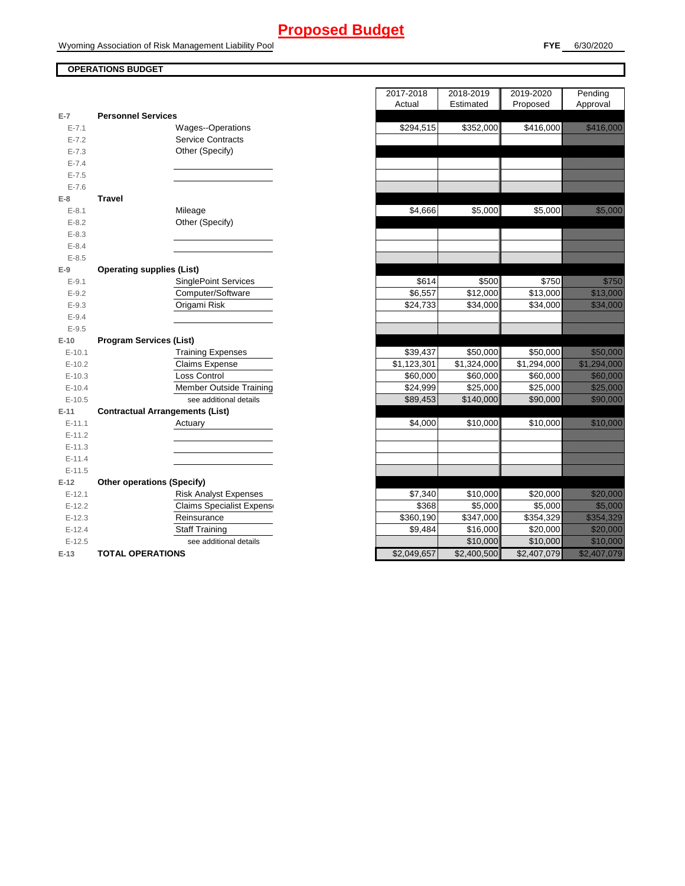# Proposed Budget

Wyoming Association of Risk Management Liability Pool

**FYE** 6/30/2020

**OPERATIONS BUDGET**

| | | | 2017-2018 Actual | 2018-2019 Estimated | 2019-2020 Proposed | Pending Approval |
|---|---|---|---|---|---|---|
| **E-7** | **Personnel Services** | | | | | |
| E-7.1 | | Wages--Operations | $294,515 | $352,000 | $416,000 | $416,000 |
| E-7.2 | | Service Contracts | | | | |
| E-7.3 | | Other (Specify) | | | | |
| E-7.4 | | | | | | |
| E-7.5 | | | | | | |
| E-7.6 | | | | | | |
| **E-8** | **Travel** | | | | | |
| E-8.1 | | Mileage | $4,666 | $5,000 | $5,000 | $5,000 |
| E-8.2 | | Other (Specify) | | | | |
| E-8.3 | | | | | | |
| E-8.4 | | | | | | |
| E-8.5 | | | | | | |
| **E-9** | **Operating supplies (List)** | | | | | |
| E-9.1 | | SinglePoint Services | $614 | $500 | $750 | $750 |
| E-9.2 | | Computer/Software | $6,557 | $12,000 | $13,000 | $13,000 |
| E-9.3 | | Origami Risk | $24,733 | $34,000 | $34,000 | $34,000 |
| E-9.4 | | | | | | |
| E-9.5 | | | | | | |
| **E-10** | **Program Services (List)** | | | | | |
| E-10.1 | | Training Expenses | $39,437 | $50,000 | $50,000 | $50,000 |
| E-10.2 | | Claims Expense | $1,123,301 | $1,324,000 | $1,294,000 | $1,294,000 |
| E-10.3 | | Loss Control | $60,000 | $60,000 | $60,000 | $60,000 |
| E-10.4 | | Member Outside Training | $24,999 | $25,000 | $25,000 | $25,000 |
| E-10.5 | | see additional details | $89,453 | $140,000 | $90,000 | $90,000 |
| **E-11** | **Contractual Arrangements (List)** | | | | | |
| E-11.1 | | Actuary | $4,000 | $10,000 | $10,000 | $10,000 |
| E-11.2 | | | | | | |
| E-11.3 | | | | | | |
| E-11.4 | | | | | | |
| E-11.5 | | | | | | |
| **E-12** | **Other operations (Specify)** | | | | | |
| E-12.1 | | Risk Analyst Expenses | $7,340 | $10,000 | $20,000 | $20,000 |
| E-12.2 | | Claims Specialist Expense | $368 | $5,000 | $5,000 | $5,000 |
| E-12.3 | | Reinsurance | $360,190 | $347,000 | $354,329 | $354,329 |
| E-12.4 | | Staff Training | $9,484 | $16,000 | $20,000 | $20,000 |
| E-12.5 | | see additional details | | $10,000 | $10,000 | $10,000 |
| **E-13** | **TOTAL OPERATIONS** | | $2,049,657 | $2,400,500 | $2,407,079 | $2,407,079 |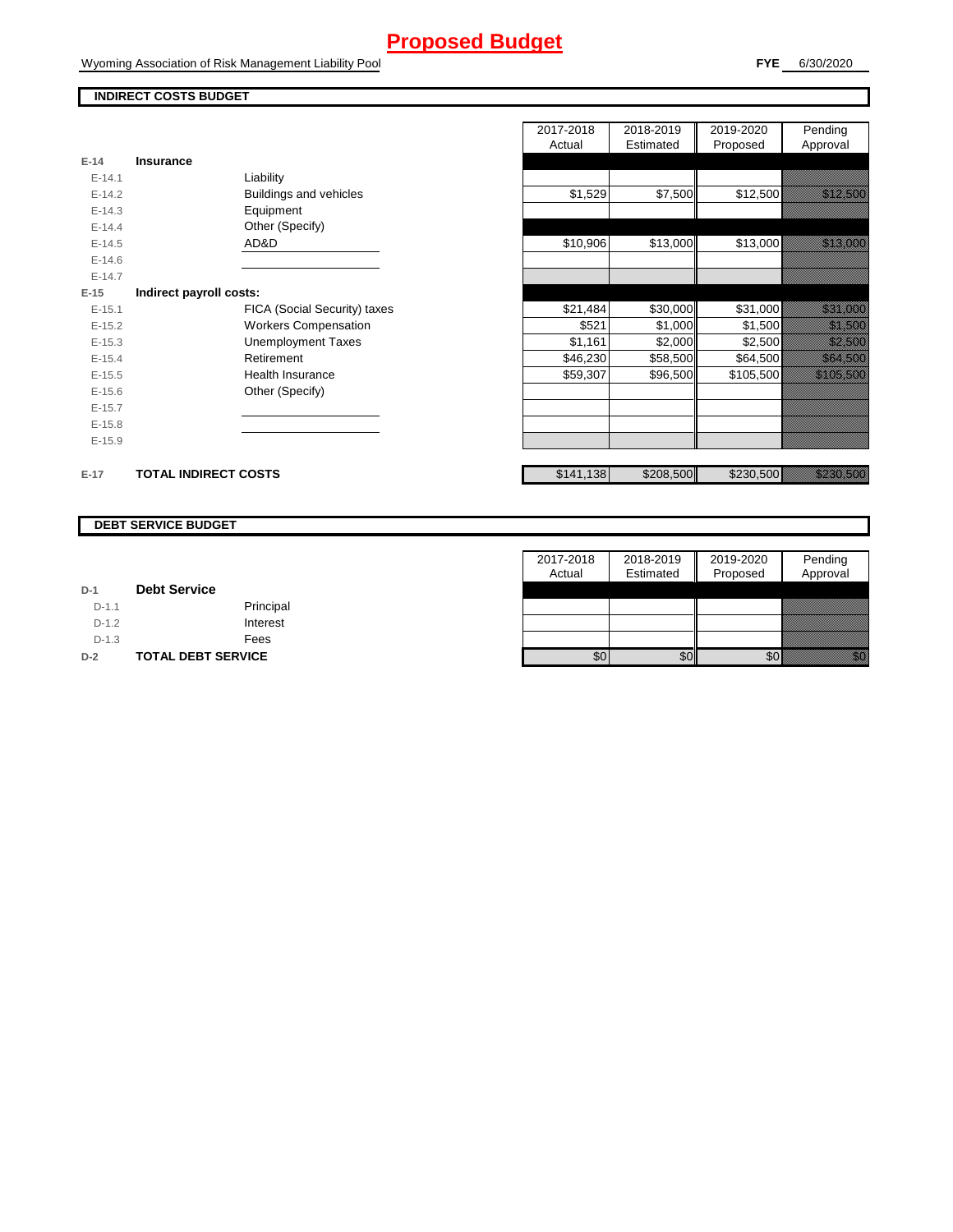# Proposed Budget

Wyoming Association of Risk Management Liability Pool

**FYE** 6/30/2020

## INDIRECT COSTS BUDGET

| | | | 2017-2018 Actual | 2018-2019 Estimated | 2019-2020 Proposed | Pending Approval |
|---|---|---|---|---|---|---|
| E-14 | **Insurance** | | | | | |
| E-14.1 | | Liability | | | | |
| E-14.2 | | Buildings and vehicles | $1,529 | $7,500 | $12,500 | $12,500 |
| E-14.3 | | Equipment | | | | |
| E-14.4 | | Other (Specify) | | | | |
| E-14.5 | | AD&D | $10,906 | $13,000 | $13,000 | $13,000 |
| E-14.6 | | | | | | |
| E-14.7 | | | | | | |
| E-15 | **Indirect payroll costs:** | | | | | |
| E-15.1 | | FICA (Social Security) taxes | $21,484 | $30,000 | $31,000 | $31,000 |
| E-15.2 | | Workers Compensation | $521 | $1,000 | $1,500 | $1,500 |
| E-15.3 | | Unemployment Taxes | $1,161 | $2,000 | $2,500 | $2,500 |
| E-15.4 | | Retirement | $46,230 | $58,500 | $64,500 | $64,500 |
| E-15.5 | | Health Insurance | $59,307 | $96,500 | $105,500 | $105,500 |
| E-15.6 | | Other (Specify) | | | | |
| E-15.7 | | | | | | |
| E-15.8 | | | | | | |
| E-15.9 | | | | | | |
| E-17 | **TOTAL INDIRECT COSTS** | | $141,138 | $208,500 | $230,500 | $230,500 |

## DEBT SERVICE BUDGET

| | | | 2017-2018 Actual | 2018-2019 Estimated | 2019-2020 Proposed | Pending Approval |
|---|---|---|---|---|---|---|
| D-1 | **Debt Service** | | | | | |
| D-1.1 | | Principal | | | | |
| D-1.2 | | Interest | | | | |
| D-1.3 | | Fees | | | | |
| D-2 | **TOTAL DEBT SERVICE** | | $0 | $0 | $0 | $0 |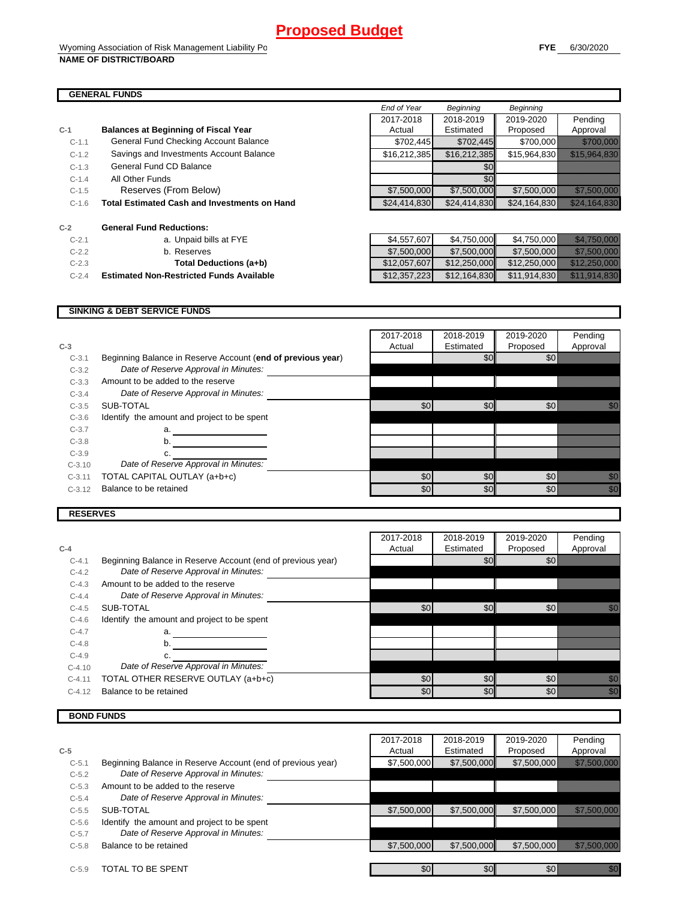# Proposed Budget

Wyoming Association of Risk Management Liability Po

**NAME OF DISTRICT/BOARD**

**FYE** 6/30/2020

## GENERAL FUNDS

| | | End of Year | Beginning | Beginning | |
|---|---|---|---|---|---|
| | | 2017-2018 | 2018-2019 | 2019-2020 | Pending |
| **C-1** | **Balances at Beginning of Fiscal Year** | Actual | Estimated | Proposed | Approval |
| C-1.1 | General Fund Checking Account Balance | $702,445 | $702,445 | $700,000 | $700,000 |
| C-1.2 | Savings and Investments Account Balance | $16,212,385 | $16,212,385 | $15,964,830 | $15,964,830 |
| C-1.3 | General Fund CD Balance | | $0 | | |
| C-1.4 | All Other Funds | | $0 | | |
| C-1.5 | Reserves (From Below) | $7,500,000 | $7,500,000 | $7,500,000 | $7,500,000 |
| C-1.6 | **Total Estimated Cash and Investments on Hand** | $24,414,830 | $24,414,830 | $24,164,830 | $24,164,830 |

| | | | | | |
|---|---|---|---|---|---|
| **C-2** | **General Fund Reductions:** | | | | |
| C-2.1 | a. Unpaid bills at FYE | $4,557,607 | $4,750,000 | $4,750,000 | $4,750,000 |
| C-2.2 | b. Reserves | $7,500,000 | $7,500,000 | $7,500,000 | $7,500,000 |
| C-2.3 | **Total Deductions (a+b)** | $12,057,607 | $12,250,000 | $12,250,000 | $12,250,000 |
| C-2.4 | **Estimated Non-Restricted Funds Available** | $12,357,223 | $12,164,830 | $11,914,830 | $11,914,830 |

## SINKING & DEBT SERVICE FUNDS

| | | 2017-2018 | 2018-2019 | 2019-2020 | Pending |
|---|---|---|---|---|---|
| **C-3** | | Actual | Estimated | Proposed | Approval |
| C-3.1 | Beginning Balance in Reserve Account (**end of previous year**) | | $0 | $0 | |
| C-3.2 | *Date of Reserve Approval in Minutes:* | | | | |
| C-3.3 | Amount to be added to the reserve | | | | |
| C-3.4 | *Date of Reserve Approval in Minutes:* | | | | |
| C-3.5 | SUB-TOTAL | $0 | $0 | $0 | $0 |
| C-3.6 | Identify the amount and project to be spent | | | | |
| C-3.7 | a. | | | | |
| C-3.8 | b. | | | | |
| C-3.9 | c. | | | | |
| C-3.10 | *Date of Reserve Approval in Minutes:* | | | | |
| C-3.11 | TOTAL CAPITAL OUTLAY (a+b+c) | $0 | $0 | $0 | $0 |
| C-3.12 | Balance to be retained | $0 | $0 | $0 | $0 |

## RESERVES

| | | 2017-2018 | 2018-2019 | 2019-2020 | Pending |
|---|---|---|---|---|---|
| **C-4** | | Actual | Estimated | Proposed | Approval |
| C-4.1 | Beginning Balance in Reserve Account (end of previous year) | | $0 | $0 | |
| C-4.2 | *Date of Reserve Approval in Minutes:* | | | | |
| C-4.3 | Amount to be added to the reserve | | | | |
| C-4.4 | *Date of Reserve Approval in Minutes:* | | | | |
| C-4.5 | SUB-TOTAL | $0 | $0 | $0 | $0 |
| C-4.6 | Identify the amount and project to be spent | | | | |
| C-4.7 | a. | | | | |
| C-4.8 | b. | | | | |
| C-4.9 | c. | | | | |
| C-4.10 | *Date of Reserve Approval in Minutes:* | | | | |
| C-4.11 | TOTAL OTHER RESERVE OUTLAY (a+b+c) | $0 | $0 | $0 | $0 |
| C-4.12 | Balance to be retained | $0 | $0 | $0 | $0 |

## BOND FUNDS

| | | 2017-2018 | 2018-2019 | 2019-2020 | Pending |
|---|---|---|---|---|---|
| **C-5** | | Actual | Estimated | Proposed | Approval |
| C-5.1 | Beginning Balance in Reserve Account (end of previous year) | $7,500,000 | $7,500,000 | $7,500,000 | $7,500,000 |
| C-5.2 | *Date of Reserve Approval in Minutes:* | | | | |
| C-5.3 | Amount to be added to the reserve | | | | |
| C-5.4 | *Date of Reserve Approval in Minutes:* | | | | |
| C-5.5 | SUB-TOTAL | $7,500,000 | $7,500,000 | $7,500,000 | $7,500,000 |
| C-5.6 | Identify the amount and project to be spent | | | | |
| C-5.7 | *Date of Reserve Approval in Minutes:* | | | | |
| C-5.8 | Balance to be retained | $7,500,000 | $7,500,000 | $7,500,000 | $7,500,000 |
| C-5.9 | TOTAL TO BE SPENT | $0 | $0 | $0 | $0 |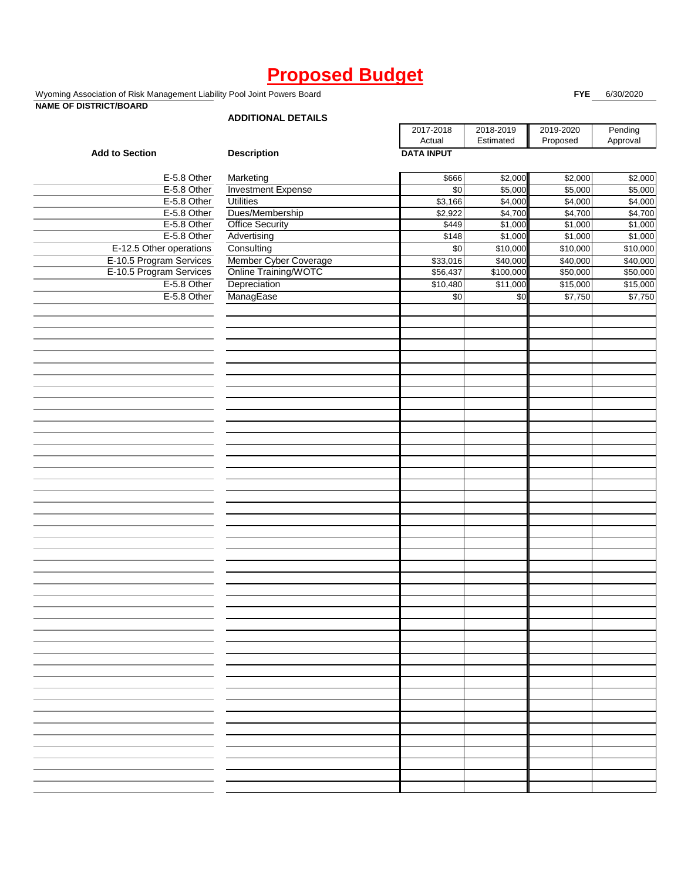# Proposed Budget

Wyoming Association of Risk Management Liability Pool Joint Powers Board

**NAME OF DISTRICT/BOARD**

**FYE** 6/30/2020

**ADDITIONAL DETAILS**

| Add to Section | Description | 2017-2018 Actual | 2018-2019 Estimated | 2019-2020 Proposed | Pending Approval |
|---|---|---|---|---|---|
| | | **DATA INPUT** | | | |
| E-5.8 Other | Marketing | $666 | $2,000 | $2,000 | $2,000 |
| E-5.8 Other | Investment Expense | $0 | $5,000 | $5,000 | $5,000 |
| E-5.8 Other | Utilities | $3,166 | $4,000 | $4,000 | $4,000 |
| E-5.8 Other | Dues/Membership | $2,922 | $4,700 | $4,700 | $4,700 |
| E-5.8 Other | Office Security | $449 | $1,000 | $1,000 | $1,000 |
| E-5.8 Other | Advertising | $148 | $1,000 | $1,000 | $1,000 |
| E-12.5 Other operations | Consulting | $0 | $10,000 | $10,000 | $10,000 |
| E-10.5 Program Services | Member Cyber Coverage | $33,016 | $40,000 | $40,000 | $40,000 |
| E-10.5 Program Services | Online Training/WOTC | $56,437 | $100,000 | $50,000 | $50,000 |
| E-5.8 Other | Depreciation | $10,480 | $11,000 | $15,000 | $15,000 |
| E-5.8 Other | ManagEase | $0 | $0 | $7,750 | $7,750 |